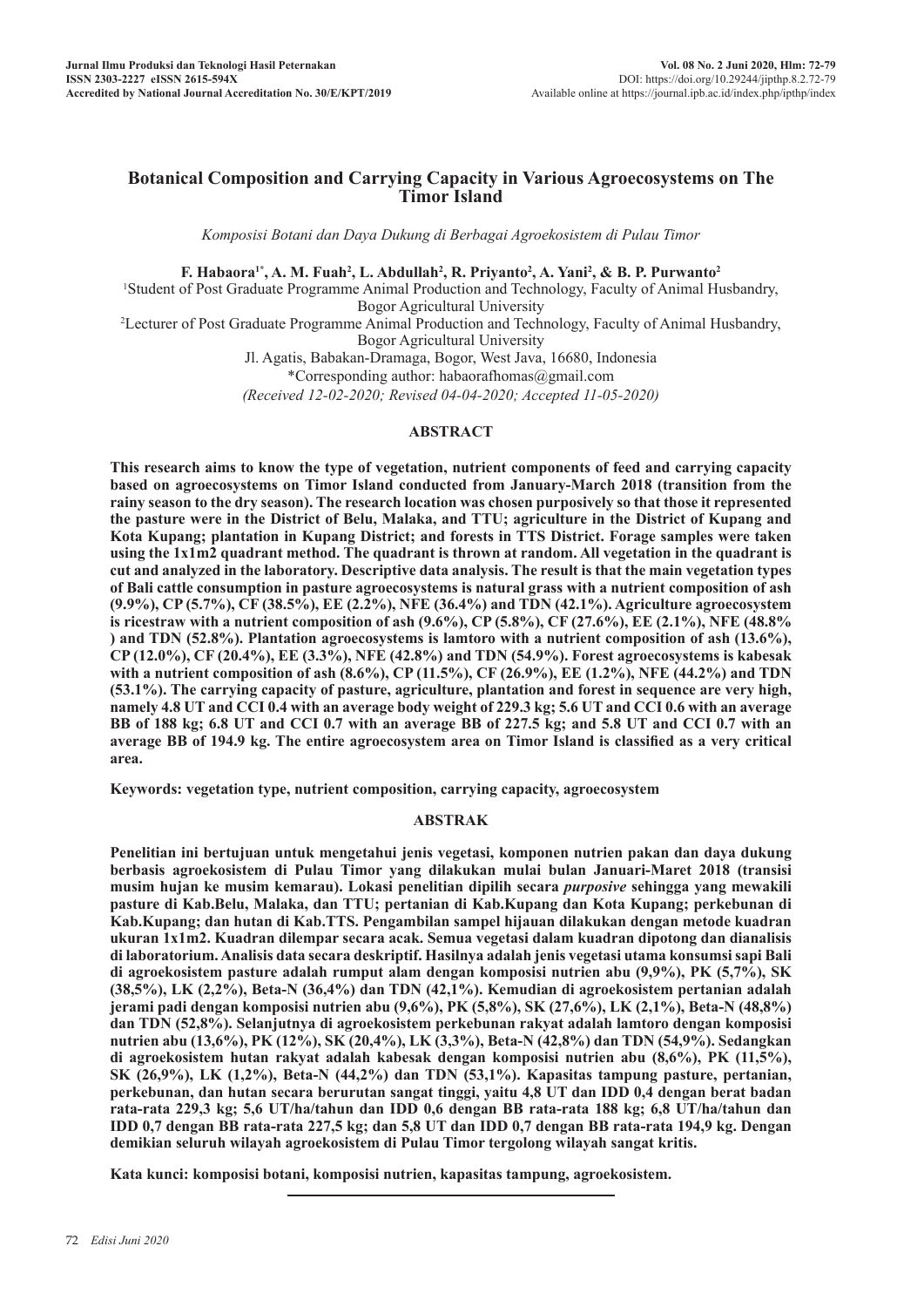# Botanical Composition and Carrying Capacity in Various Agroecosystems on The Timor Island

*Komposisi Botani dan Daya Dukung di Berbagai Agroekosistem di Pulau Timor*

**F. Habaora[1*], A. M. Fuah[2], L. Abdullah[2], R. Priyanto[2], A. Yani[2], & B. P. Purwanto[2]**

[1]Student of Post Graduate Programme Animal Production and Technology, Faculty of Animal Husbandry, Bogor Agricultural University

[2]Lecturer of Post Graduate Programme Animal Production and Technology, Faculty of Animal Husbandry, Bogor Agricultural University

Jl. Agatis, Babakan-Dramaga, Bogor, West Java, 16680, Indonesia

*Corresponding author: habaorafhomas@gmail.com

*(Received 12-02-2020; Revised 04-04-2020; Accepted 11-05-2020)*

## ABSTRACT

**This research aims to know the type of vegetation, nutrient components of feed and carrying capacity based on agroecosystems on Timor Island conducted from January-March 2018 (transition from the rainy season to the dry season). The research location was chosen purposively so that those it represented the pasture were in the District of Belu, Malaka, and TTU; agriculture in the District of Kupang and Kota Kupang; plantation in Kupang District; and forests in TTS District. Forage samples were taken using the 1x1m2 quadrant method. The quadrant is thrown at random. All vegetation in the quadrant is cut and analyzed in the laboratory. Descriptive data analysis. The result is that the main vegetation types of Bali cattle consumption in pasture agroecosystems is natural grass with a nutrient composition of ash (9.9%), CP (5.7%), CF (38.5%), EE (2.2%), NFE (36.4%) and TDN (42.1%). Agriculture agroecosystem is ricestraw with a nutrient composition of ash (9.6%), CP (5.8%), CF (27.6%), EE (2.1%), NFE (48.8% ) and TDN (52.8%). Plantation agroecosystems is lamtoro with a nutrient composition of ash (13.6%), CP (12.0%), CF (20.4%), EE (3.3%), NFE (42.8%) and TDN (54.9%). Forest agroecosystems is kabesak with a nutrient composition of ash (8.6%), CP (11.5%), CF (26.9%), EE (1.2%), NFE (44.2%) and TDN (53.1%). The carrying capacity of pasture, agriculture, plantation and forest in sequence are very high, namely 4.8 UT and CCI 0.4 with an average body weight of 229.3 kg; 5.6 UT and CCI 0.6 with an average BB of 188 kg; 6.8 UT and CCI 0.7 with an average BB of 227.5 kg; and 5.8 UT and CCI 0.7 with an average BB of 194.9 kg. The entire agroecosystem area on Timor Island is classified as a very critical area.**

**Keywords: vegetation type, nutrient composition, carrying capacity, agroecosystem**

## ABSTRAK

**Penelitian ini bertujuan untuk mengetahui jenis vegetasi, komponen nutrien pakan dan daya dukung berbasis agroekosistem di Pulau Timor yang dilakukan mulai bulan Januari-Maret 2018 (transisi musim hujan ke musim kemarau). Lokasi penelitian dipilih secara *purposive* sehingga yang mewakili pasture di Kab.Belu, Malaka, dan TTU; pertanian di Kab.Kupang dan Kota Kupang; perkebunan di Kab.Kupang; dan hutan di Kab.TTS. Pengambilan sampel hijauan dilakukan dengan metode kuadran ukuran 1x1m2. Kuadran dilempar secara acak. Semua vegetasi dalam kuadran dipotong dan dianalisis di laboratorium. Analisis data secara deskriptif. Hasilnya adalah jenis vegetasi utama konsumsi sapi Bali di agroekosistem pasture adalah rumput alam dengan komposisi nutrien abu (9,9%), PK (5,7%), SK (38,5%), LK (2,2%), Beta-N (36,4%) dan TDN (42,1%). Kemudian di agroekosistem pertanian adalah jerami padi dengan komposisi nutrien abu (9,6%), PK (5,8%), SK (27,6%), LK (2,1%), Beta-N (48,8%) dan TDN (52,8%). Selanjutnya di agroekosistem perkebunan rakyat adalah lamtoro dengan komposisi nutrien abu (13,6%), PK (12%), SK (20,4%), LK (3,3%), Beta-N (42,8%) dan TDN (54,9%). Sedangkan di agroekosistem hutan rakyat adalah kabesak dengan komposisi nutrien abu (8,6%), PK (11,5%), SK (26,9%), LK (1,2%), Beta-N (44,2%) dan TDN (53,1%). Kapasitas tampung pasture, pertanian, perkebunan, dan hutan secara berurutan sangat tinggi, yaitu 4,8 UT dan IDD 0,4 dengan berat badan rata-rata 229,3 kg; 5,6 UT/ha/tahun dan IDD 0,6 dengan BB rata-rata 188 kg; 6,8 UT/ha/tahun dan IDD 0,7 dengan BB rata-rata 227,5 kg; dan 5,8 UT dan IDD 0,7 dengan BB rata-rata 194,9 kg. Dengan demikian seluruh wilayah agroekosistem di Pulau Timor tergolong wilayah sangat kritis.**

**Kata kunci: komposisi botani, komposisi nutrien, kapasitas tampung, agroekosistem.**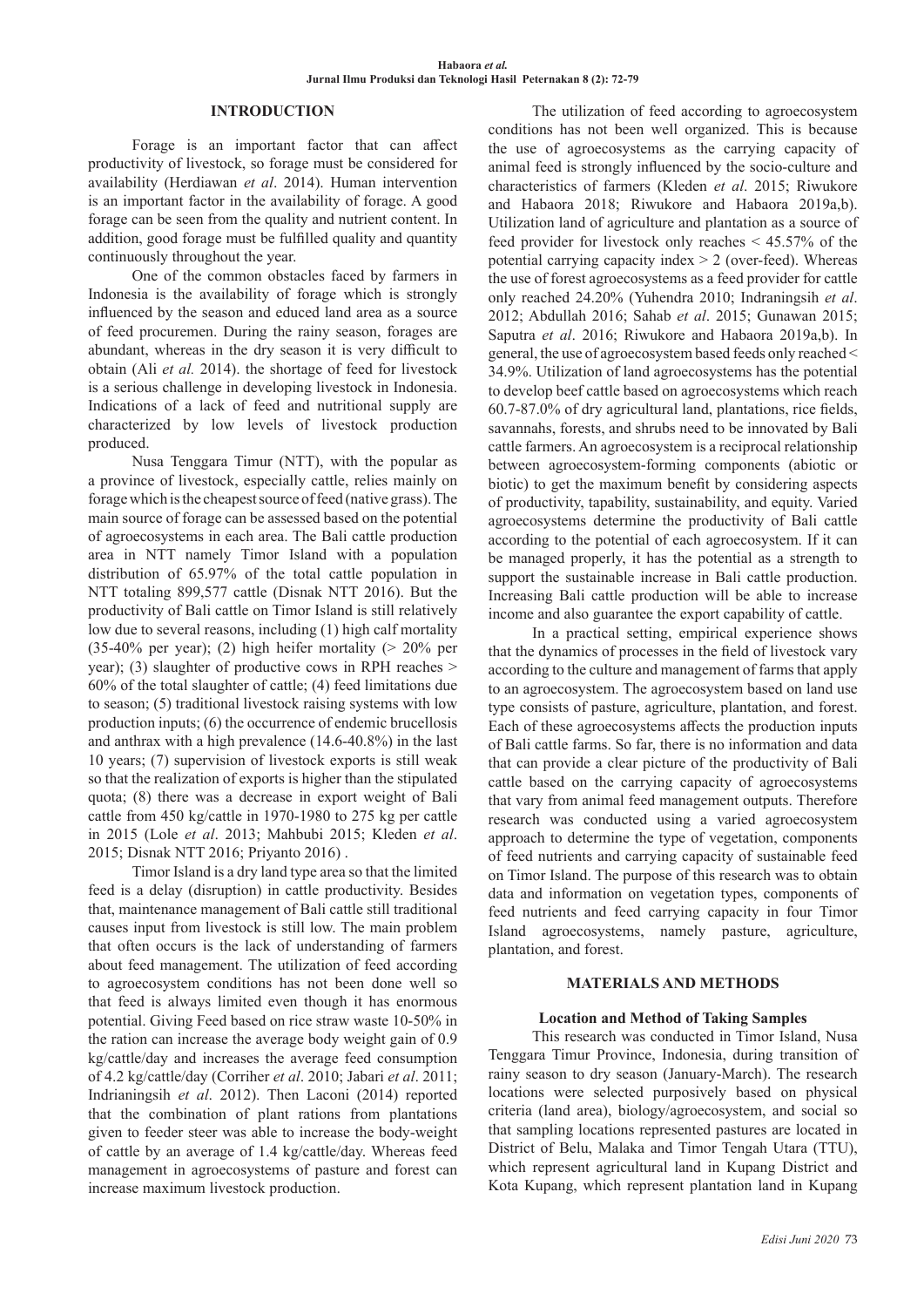## INTRODUCTION

Forage is an important factor that can affect productivity of livestock, so forage must be considered for availability (Herdiawan *et al*. 2014). Human intervention is an important factor in the availability of forage. A good forage can be seen from the quality and nutrient content. In addition, good forage must be fulfilled quality and quantity continuously throughout the year.

One of the common obstacles faced by farmers in Indonesia is the availability of forage which is strongly influenced by the season and educed land area as a source of feed procuremen. During the rainy season, forages are abundant, whereas in the dry season it is very difficult to obtain (Ali *et al.* 2014). the shortage of feed for livestock is a serious challenge in developing livestock in Indonesia. Indications of a lack of feed and nutritional supply are characterized by low levels of livestock production produced.

Nusa Tenggara Timur (NTT), with the popular as a province of livestock, especially cattle, relies mainly on forage which is the cheapest source of feed (native grass). The main source of forage can be assessed based on the potential of agroecosystems in each area. The Bali cattle production area in NTT namely Timor Island with a population distribution of 65.97% of the total cattle population in NTT totaling 899,577 cattle (Disnak NTT 2016). But the productivity of Bali cattle on Timor Island is still relatively low due to several reasons, including (1) high calf mortality (35-40% per year); (2) high heifer mortality (> 20% per year); (3) slaughter of productive cows in RPH reaches > 60% of the total slaughter of cattle; (4) feed limitations due to season; (5) traditional livestock raising systems with low production inputs; (6) the occurrence of endemic brucellosis and anthrax with a high prevalence (14.6-40.8%) in the last 10 years; (7) supervision of livestock exports is still weak so that the realization of exports is higher than the stipulated quota; (8) there was a decrease in export weight of Bali cattle from 450 kg/cattle in 1970-1980 to 275 kg per cattle in 2015 (Lole *et al*. 2013; Mahbubi 2015; Kleden *et al*. 2015; Disnak NTT 2016; Priyanto 2016) .

Timor Island is a dry land type area so that the limited feed is a delay (disruption) in cattle productivity. Besides that, maintenance management of Bali cattle still traditional causes input from livestock is still low. The main problem that often occurs is the lack of understanding of farmers about feed management. The utilization of feed according to agroecosystem conditions has not been done well so that feed is always limited even though it has enormous potential. Giving Feed based on rice straw waste 10-50% in the ration can increase the average body weight gain of 0.9 kg/cattle/day and increases the average feed consumption of 4.2 kg/cattle/day (Corriher *et al*. 2010; Jabari *et al*. 2011; Indrianingsih *et al*. 2012). Then Laconi (2014) reported that the combination of plant rations from plantations given to feeder steer was able to increase the body-weight of cattle by an average of 1.4 kg/cattle/day. Whereas feed management in agroecosystems of pasture and forest can increase maximum livestock production.

The utilization of feed according to agroecosystem conditions has not been well organized. This is because the use of agroecosystems as the carrying capacity of animal feed is strongly influenced by the socio-culture and characteristics of farmers (Kleden *et al*. 2015; Riwukore and Habaora 2018; Riwukore and Habaora 2019a,b). Utilization land of agriculture and plantation as a source of feed provider for livestock only reaches < 45.57% of the potential carrying capacity index > 2 (over-feed). Whereas the use of forest agroecosystems as a feed provider for cattle only reached 24.20% (Yuhendra 2010; Indraningsih *et al*. 2012; Abdullah 2016; Sahab *et al*. 2015; Gunawan 2015; Saputra *et al*. 2016; Riwukore and Habaora 2019a,b). In general, the use of agroecosystem based feeds only reached < 34.9%. Utilization of land agroecosystems has the potential to develop beef cattle based on agroecosystems which reach 60.7-87.0% of dry agricultural land, plantations, rice fields, savannahs, forests, and shrubs need to be innovated by Bali cattle farmers. An agroecosystem is a reciprocal relationship between agroecosystem-forming components (abiotic or biotic) to get the maximum benefit by considering aspects of productivity, tapability, sustainability, and equity. Varied agroecosystems determine the productivity of Bali cattle according to the potential of each agroecosystem. If it can be managed properly, it has the potential as a strength to support the sustainable increase in Bali cattle production. Increasing Bali cattle production will be able to increase income and also guarantee the export capability of cattle.

In a practical setting, empirical experience shows that the dynamics of processes in the field of livestock vary according to the culture and management of farms that apply to an agroecosystem. The agroecosystem based on land use type consists of pasture, agriculture, plantation, and forest. Each of these agroecosystems affects the production inputs of Bali cattle farms. So far, there is no information and data that can provide a clear picture of the productivity of Bali cattle based on the carrying capacity of agroecosystems that vary from animal feed management outputs. Therefore research was conducted using a varied agroecosystem approach to determine the type of vegetation, components of feed nutrients and carrying capacity of sustainable feed on Timor Island. The purpose of this research was to obtain data and information on vegetation types, components of feed nutrients and feed carrying capacity in four Timor Island agroecosystems, namely pasture, agriculture, plantation, and forest.

## MATERIALS AND METHODS

### Location and Method of Taking Samples

This research was conducted in Timor Island, Nusa Tenggara Timur Province, Indonesia, during transition of rainy season to dry season (January-March). The research locations were selected purposively based on physical criteria (land area), biology/agroecosystem, and social so that sampling locations represented pastures are located in District of Belu, Malaka and Timor Tengah Utara (TTU), which represent agricultural land in Kupang District and Kota Kupang, which represent plantation land in Kupang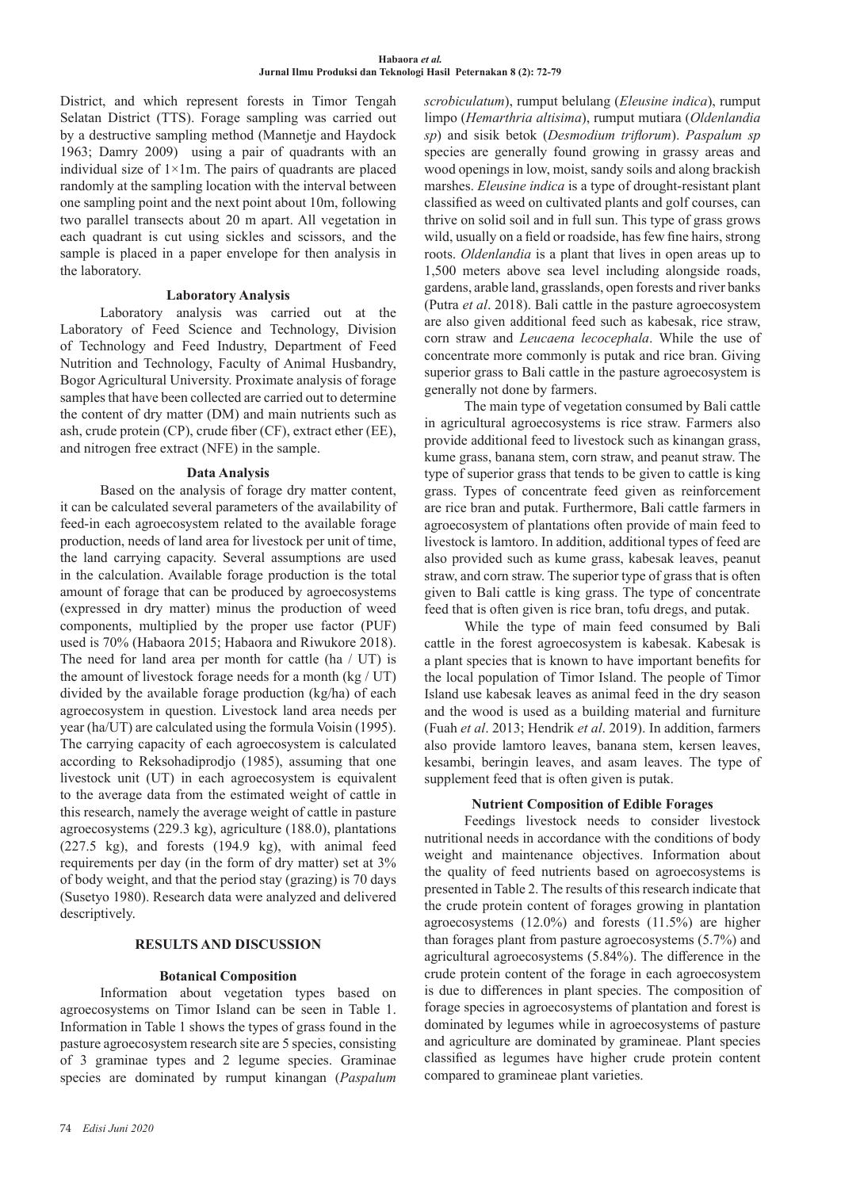District, and which represent forests in Timor Tengah Selatan District (TTS). Forage sampling was carried out by a destructive sampling method (Mannetje and Haydock 1963; Damry 2009) using a pair of quadrants with an individual size of 1×1m. The pairs of quadrants are placed randomly at the sampling location with the interval between one sampling point and the next point about 10m, following two parallel transects about 20 m apart. All vegetation in each quadrant is cut using sickles and scissors, and the sample is placed in a paper envelope for then analysis in the laboratory.

### Laboratory Analysis

Laboratory analysis was carried out at the Laboratory of Feed Science and Technology, Division of Technology and Feed Industry, Department of Feed Nutrition and Technology, Faculty of Animal Husbandry, Bogor Agricultural University. Proximate analysis of forage samples that have been collected are carried out to determine the content of dry matter (DM) and main nutrients such as ash, crude protein (CP), crude fiber (CF), extract ether (EE), and nitrogen free extract (NFE) in the sample.

### Data Analysis

Based on the analysis of forage dry matter content, it can be calculated several parameters of the availability of feed-in each agroecosystem related to the available forage production, needs of land area for livestock per unit of time, the land carrying capacity. Several assumptions are used in the calculation. Available forage production is the total amount of forage that can be produced by agroecosystems (expressed in dry matter) minus the production of weed components, multiplied by the proper use factor (PUF) used is 70% (Habaora 2015; Habaora and Riwukore 2018). The need for land area per month for cattle (ha / UT) is the amount of livestock forage needs for a month (kg / UT) divided by the available forage production (kg/ha) of each agroecosystem in question. Livestock land area needs per year (ha/UT) are calculated using the formula Voisin (1995). The carrying capacity of each agroecosystem is calculated according to Reksohadiprodjo (1985), assuming that one livestock unit (UT) in each agroecosystem is equivalent to the average data from the estimated weight of cattle in this research, namely the average weight of cattle in pasture agroecosystems (229.3 kg), agriculture (188.0), plantations (227.5 kg), and forests (194.9 kg), with animal feed requirements per day (in the form of dry matter) set at 3% of body weight, and that the period stay (grazing) is 70 days (Susetyo 1980). Research data were analyzed and delivered descriptively.

## RESULTS AND DISCUSSION

### Botanical Composition

Information about vegetation types based on agroecosystems on Timor Island can be seen in Table 1. Information in Table 1 shows the types of grass found in the pasture agroecosystem research site are 5 species, consisting of 3 graminae types and 2 legume species. Graminae species are dominated by rumput kinangan (*Paspalum scrobiculatum*), rumput belulang (*Eleusine indica*), rumput limpo (*Hemarthria altisima*), rumput mutiara (*Oldenlandia sp*) and sisik betok (*Desmodium triflorum*). *Paspalum sp* species are generally found growing in grassy areas and wood openings in low, moist, sandy soils and along brackish marshes. *Eleusine indica* is a type of drought-resistant plant classified as weed on cultivated plants and golf courses, can thrive on solid soil and in full sun. This type of grass grows wild, usually on a field or roadside, has few fine hairs, strong roots. *Oldenlandia* is a plant that lives in open areas up to 1,500 meters above sea level including alongside roads, gardens, arable land, grasslands, open forests and river banks (Putra *et al*. 2018). Bali cattle in the pasture agroecosystem are also given additional feed such as kabesak, rice straw, corn straw and *Leucaena lecocephala*. While the use of concentrate more commonly is putak and rice bran. Giving superior grass to Bali cattle in the pasture agroecosystem is generally not done by farmers.

The main type of vegetation consumed by Bali cattle in agricultural agroecosystems is rice straw. Farmers also provide additional feed to livestock such as kinangan grass, kume grass, banana stem, corn straw, and peanut straw. The type of superior grass that tends to be given to cattle is king grass. Types of concentrate feed given as reinforcement are rice bran and putak. Furthermore, Bali cattle farmers in agroecosystem of plantations often provide of main feed to livestock is lamtoro. In addition, additional types of feed are also provided such as kume grass, kabesak leaves, peanut straw, and corn straw. The superior type of grass that is often given to Bali cattle is king grass. The type of concentrate feed that is often given is rice bran, tofu dregs, and putak.

While the type of main feed consumed by Bali cattle in the forest agroecosystem is kabesak. Kabesak is a plant species that is known to have important benefits for the local population of Timor Island. The people of Timor Island use kabesak leaves as animal feed in the dry season and the wood is used as a building material and furniture (Fuah *et al*. 2013; Hendrik *et al*. 2019). In addition, farmers also provide lamtoro leaves, banana stem, kersen leaves, kesambi, beringin leaves, and asam leaves. The type of supplement feed that is often given is putak.

### Nutrient Composition of Edible Forages

Feedings livestock needs to consider livestock nutritional needs in accordance with the conditions of body weight and maintenance objectives. Information about the quality of feed nutrients based on agroecosystems is presented in Table 2. The results of this research indicate that the crude protein content of forages growing in plantation agroecosystems (12.0%) and forests (11.5%) are higher than forages plant from pasture agroecosystems (5.7%) and agricultural agroecosystems (5.84%). The difference in the crude protein content of the forage in each agroecosystem is due to differences in plant species. The composition of forage species in agroecosystems of plantation and forest is dominated by legumes while in agroecosystems of pasture and agriculture are dominated by gramineae. Plant species classified as legumes have higher crude protein content compared to gramineae plant varieties.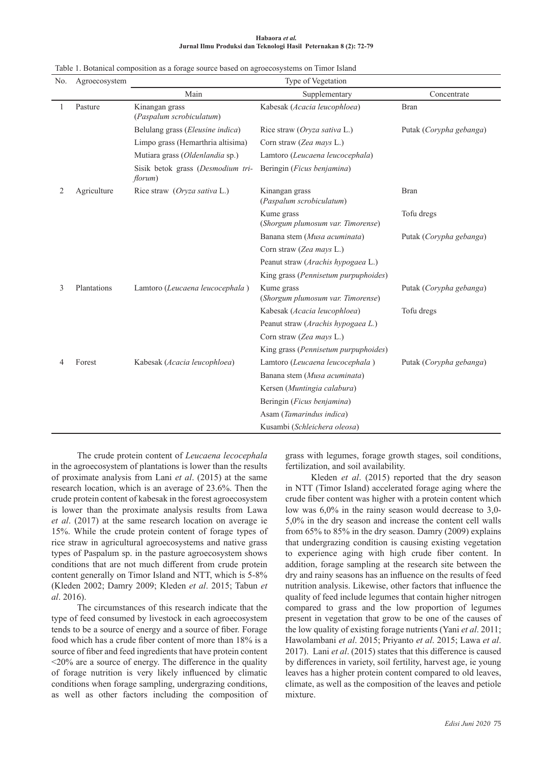Table 1. Botanical composition as a forage source based on agroecosystems on Timor Island

| No. | Agroecosystem | Type of Vegetation | | |
|---|---|---|---|---|
| | | Main | Supplementary | Concentrate |
| 1 | Pasture | Kinangan grass (*Paspalum scrobiculatum*) | Kabesak (*Acacia leucophloea*) | Bran |
| | | Belulang grass (*Eleusine indica*) | Rice straw (*Oryza sativa* L.) | Putak (*Corypha gebanga*) |
| | | Limpo grass (Hemarthria altisima) | Corn straw (*Zea mays* L.) | |
| | | Mutiara grass (*Oldenlandia* sp.) | Lamtoro (*Leucaena leucocephala*) | |
| | | Sisik betok grass (*Desmodium triflorum*) | Beringin (*Ficus benjamina*) | |
| 2 | Agriculture | Rice straw (*Oryza sativa* L.) | Kinangan grass (*Paspalum scrobiculatum*) | Bran |
| | | | Kume grass (*Shorgum plumosum var. Timorense*) | Tofu dregs |
| | | | Banana stem (*Musa acuminata*) | Putak (*Corypha gebanga*) |
| | | | Corn straw (*Zea mays* L.) | |
| | | | Peanut straw (*Arachis hypogaea* L.) | |
| | | | King grass (*Pennisetum purpuphoides*) | |
| 3 | Plantations | Lamtoro (*Leucaena leucocephala* ) | Kume grass (*Shorgum plumosum var. Timorense*) | Putak (*Corypha gebanga*) |
| | | | Kabesak (*Acacia leucophloea*) | Tofu dregs |
| | | | Peanut straw (*Arachis hypogaea L.*) | |
| | | | Corn straw (*Zea mays* L.) | |
| | | | King grass (*Pennisetum purpuphoides*) | |
| 4 | Forest | Kabesak (*Acacia leucophloea*) | Lamtoro (*Leucaena leucocephala* ) | Putak (*Corypha gebanga*) |
| | | | Banana stem (*Musa acuminata*) | |
| | | | Kersen (*Muntingia calabura*) | |
| | | | Beringin (*Ficus benjamina*) | |
| | | | Asam (*Tamarindus indica*) | |
| | | | Kusambi (*Schleichera oleosa*) | |

The crude protein content of *Leucaena lecocephala* in the agroecosystem of plantations is lower than the results of proximate analysis from Lani *et al*. (2015) at the same research location, which is an average of 23.6%. Then the crude protein content of kabesak in the forest agroecosystem is lower than the proximate analysis results from Lawa *et al*. (2017) at the same research location on average ie 15%. While the crude protein content of forage types of rice straw in agricultural agroecosystems and native grass types of Paspalum sp. in the pasture agroecosystem shows conditions that are not much different from crude protein content generally on Timor Island and NTT, which is 5-8% (Kleden 2002; Damry 2009; Kleden *et al*. 2015; Tabun *et al*. 2016).

The circumstances of this research indicate that the type of feed consumed by livestock in each agroecosystem tends to be a source of energy and a source of fiber. Forage food which has a crude fiber content of more than 18% is a source of fiber and feed ingredients that have protein content <20% are a source of energy. The difference in the quality of forage nutrition is very likely influenced by climatic conditions when forage sampling, undergrazing conditions, as well as other factors including the composition of grass with legumes, forage growth stages, soil conditions, fertilization, and soil availability.

Kleden *et al*. (2015) reported that the dry season in NTT (Timor Island) accelerated forage aging where the crude fiber content was higher with a protein content which low was 6,0% in the rainy season would decrease to 3,0-5,0% in the dry season and increase the content cell walls from 65% to 85% in the dry season. Damry (2009) explains that undergrazing condition is causing existing vegetation to experience aging with high crude fiber content. In addition, forage sampling at the research site between the dry and rainy seasons has an influence on the results of feed nutrition analysis. Likewise, other factors that influence the quality of feed include legumes that contain higher nitrogen compared to grass and the low proportion of legumes present in vegetation that grow to be one of the causes of the low quality of existing forage nutrients (Yani *et al*. 2011; Hawolambani *et al*. 2015; Priyanto *et al*. 2015; Lawa *et al*. 2017). Lani *et al*. (2015) states that this difference is caused by differences in variety, soil fertility, harvest age, ie young leaves has a higher protein content compared to old leaves, climate, as well as the composition of the leaves and petiole mixture.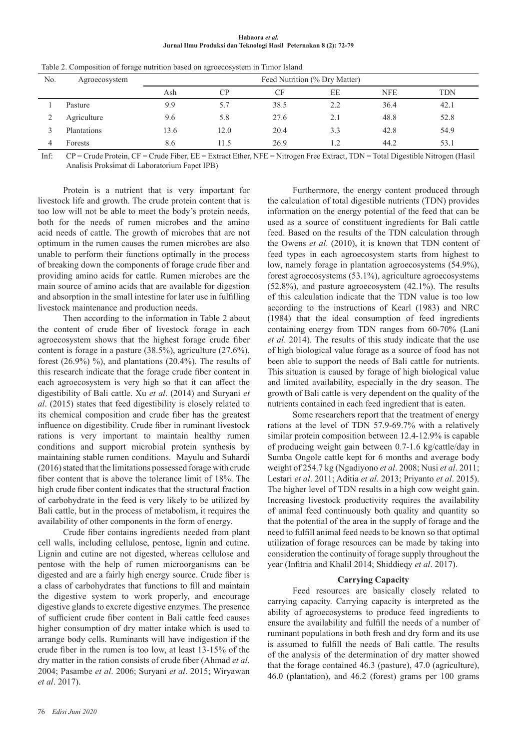Table 2. Composition of forage nutrition based on agroecosystem in Timor Island

| No. | Agroecosystem | Feed Nutrition (% Dry Matter) | | | | | |
|---|---|---|---|---|---|---|---|
| | | Ash | CP | CF | EE | NFE | TDN |
| 1 | Pasture | 9.9 | 5.7 | 38.5 | 2.2 | 36.4 | 42.1 |
| 2 | Agriculture | 9.6 | 5.8 | 27.6 | 2.1 | 48.8 | 52.8 |
| 3 | Plantations | 13.6 | 12.0 | 20.4 | 3.3 | 42.8 | 54.9 |
| 4 | Forests | 8.6 | 11.5 | 26.9 | 1.2 | 44.2 | 53.1 |

Inf: CP = Crude Protein, CF = Crude Fiber, EE = Extract Ether, NFE = Nitrogen Free Extract, TDN = Total Digestible Nitrogen (Hasil Analisis Proksimat di Laboratorium Fapet IPB)

Protein is a nutrient that is very important for livestock life and growth. The crude protein content that is too low will not be able to meet the body's protein needs, both for the needs of rumen microbes and the amino acid needs of cattle. The growth of microbes that are not optimum in the rumen causes the rumen microbes are also unable to perform their functions optimally in the process of breaking down the components of forage crude fiber and providing amino acids for cattle. Rumen microbes are the main source of amino acids that are available for digestion and absorption in the small intestine for later use in fulfilling livestock maintenance and production needs.

Then according to the information in Table 2 about the content of crude fiber of livestock forage in each agroecosystem shows that the highest forage crude fiber content is forage in a pasture (38.5%), agriculture (27.6%), forest (26.9%) %), and plantations (20.4%). The results of this research indicate that the forage crude fiber content in each agroecosystem is very high so that it can affect the digestibility of Bali cattle. Xu *et al*. (2014) and Suryani *et al*. (2015) states that feed digestibility is closely related to its chemical composition and crude fiber has the greatest influence on digestibility. Crude fiber in ruminant livestock rations is very important to maintain healthy rumen conditions and support microbial protein synthesis by maintaining stable rumen conditions. Mayulu and Suhardi (2016) stated that the limitations possessed forage with crude fiber content that is above the tolerance limit of 18%. The high crude fiber content indicates that the structural fraction of carbohydrate in the feed is very likely to be utilized by Bali cattle, but in the process of metabolism, it requires the availability of other components in the form of energy.

Crude fiber contains ingredients needed from plant cell walls, including cellulose, pentose, lignin and cutine. Lignin and cutine are not digested, whereas cellulose and pentose with the help of rumen microorganisms can be digested and are a fairly high energy source. Crude fiber is a class of carbohydrates that functions to fill and maintain the digestive system to work properly, and encourage digestive glands to excrete digestive enzymes. The presence of sufficient crude fiber content in Bali cattle feed causes higher consumption of dry matter intake which is used to arrange body cells. Ruminants will have indigestion if the crude fiber in the rumen is too low, at least 13-15% of the dry matter in the ration consists of crude fiber (Ahmad *et al*. 2004; Pasambe *et al*. 2006; Suryani *et al*. 2015; Wiryawan *et al*. 2017).

Furthermore, the energy content produced through the calculation of total digestible nutrients (TDN) provides information on the energy potential of the feed that can be used as a source of constituent ingredients for Bali cattle feed. Based on the results of the TDN calculation through the Owens *et al*. (2010), it is known that TDN content of feed types in each agroecosystem starts from highest to low, namely forage in plantation agroecosystems (54.9%), forest agroecosystems (53.1%), agriculture agroecosystems (52.8%), and pasture agroecosystem (42.1%). The results of this calculation indicate that the TDN value is too low according to the instructions of Kearl (1983) and NRC (1984) that the ideal consumption of feed ingredients containing energy from TDN ranges from 60-70% (Lani *et al*. 2014). The results of this study indicate that the use of high biological value forage as a source of food has not been able to support the needs of Bali cattle for nutrients. This situation is caused by forage of high biological value and limited availability, especially in the dry season. The growth of Bali cattle is very dependent on the quality of the nutrients contained in each feed ingredient that is eaten.

Some researchers report that the treatment of energy rations at the level of TDN 57.9-69.7% with a relatively similar protein composition between 12.4-12.9% is capable of producing weight gain between 0.7-1.6 kg/cattle/day in Sumba Ongole cattle kept for 6 months and average body weight of 254.7 kg (Ngadiyono *et al*. 2008; Nusi *et al*. 2011; Lestari *et al*. 2011; Aditia *et al*. 2013; Priyanto *et al*. 2015). The higher level of TDN results in a high cow weight gain. Increasing livestock productivity requires the availability of animal feed continuously both quality and quantity so that the potential of the area in the supply of forage and the need to fulfill animal feed needs to be known so that optimal utilization of forage resources can be made by taking into consideration the continuity of forage supply throughout the year (Infitria and Khalil 2014; Shiddieqy *et al*. 2017).

### Carrying Capacity

Feed resources are basically closely related to carrying capacity. Carrying capacity is interpreted as the ability of agroecosystems to produce feed ingredients to ensure the availability and fulfill the needs of a number of ruminant populations in both fresh and dry form and its use is assumed to fulfill the needs of Bali cattle. The results of the analysis of the determination of dry matter showed that the forage contained 46.3 (pasture), 47.0 (agriculture), 46.0 (plantation), and 46.2 (forest) grams per 100 grams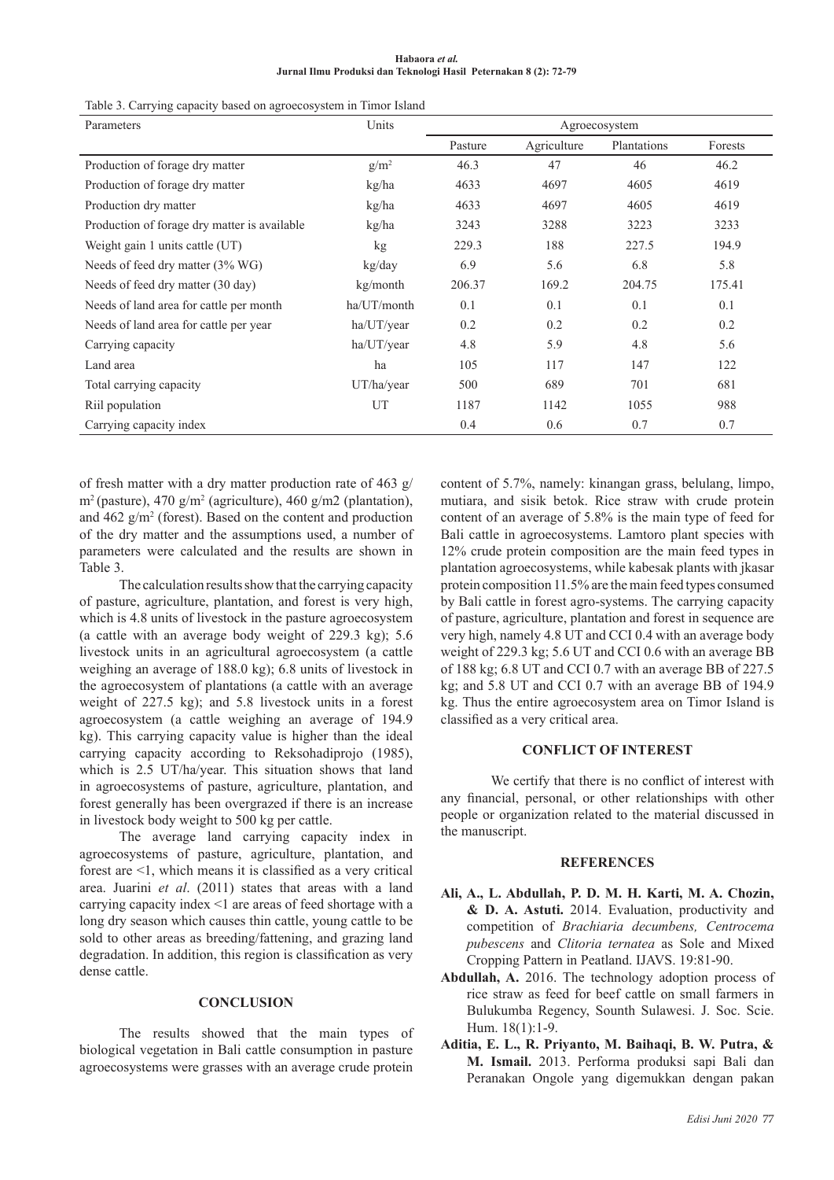Table 3. Carrying capacity based on agroecosystem in Timor Island

| Parameters | Units | Agroecosystem | | | |
|---|---|---|---|---|---|
| | | Pasture | Agriculture | Plantations | Forests |
| Production of forage dry matter | g/m$^2$ | 46.3 | 47 | 46 | 46.2 |
| Production of forage dry matter | kg/ha | 4633 | 4697 | 4605 | 4619 |
| Production dry matter | kg/ha | 4633 | 4697 | 4605 | 4619 |
| Production of forage dry matter is available | kg/ha | 3243 | 3288 | 3223 | 3233 |
| Weight gain 1 units cattle (UT) | kg | 229.3 | 188 | 227.5 | 194.9 |
| Needs of feed dry matter (3% WG) | kg/day | 6.9 | 5.6 | 6.8 | 5.8 |
| Needs of feed dry matter (30 day) | kg/month | 206.37 | 169.2 | 204.75 | 175.41 |
| Needs of land area for cattle per month | ha/UT/month | 0.1 | 0.1 | 0.1 | 0.1 |
| Needs of land area for cattle per year | ha/UT/year | 0.2 | 0.2 | 0.2 | 0.2 |
| Carrying capacity | ha/UT/year | 4.8 | 5.9 | 4.8 | 5.6 |
| Land area | ha | 105 | 117 | 147 | 122 |
| Total carrying capacity | UT/ha/year | 500 | 689 | 701 | 681 |
| Riil population | UT | 1187 | 1142 | 1055 | 988 |
| Carrying capacity index | | 0.4 | 0.6 | 0.7 | 0.7 |

of fresh matter with a dry matter production rate of 463 g/m$^2$ (pasture), 470 g/m$^2$ (agriculture), 460 g/m2 (plantation), and 462 g/m$^2$ (forest). Based on the content and production of the dry matter and the assumptions used, a number of parameters were calculated and the results are shown in Table 3.

The calculation results show that the carrying capacity of pasture, agriculture, plantation, and forest is very high, which is 4.8 units of livestock in the pasture agroecosystem (a cattle with an average body weight of 229.3 kg); 5.6 livestock units in an agricultural agroecosystem (a cattle weighing an average of 188.0 kg); 6.8 units of livestock in the agroecosystem of plantations (a cattle with an average weight of 227.5 kg); and 5.8 livestock units in a forest agroecosystem (a cattle weighing an average of 194.9 kg). This carrying capacity value is higher than the ideal carrying capacity according to Reksohadiprojo (1985), which is 2.5 UT/ha/year. This situation shows that land in agroecosystems of pasture, agriculture, plantation, and forest generally has been overgrazed if there is an increase in livestock body weight to 500 kg per cattle.

The average land carrying capacity index in agroecosystems of pasture, agriculture, plantation, and forest are <1, which means it is classified as a very critical area. Juarini *et al*. (2011) states that areas with a land carrying capacity index <1 are areas of feed shortage with a long dry season which causes thin cattle, young cattle to be sold to other areas as breeding/fattening, and grazing land degradation. In addition, this region is classification as very dense cattle.

## CONCLUSION

The results showed that the main types of biological vegetation in Bali cattle consumption in pasture agroecosystems were grasses with an average crude protein content of 5.7%, namely: kinangan grass, belulang, limpo, mutiara, and sisik betok. Rice straw with crude protein content of an average of 5.8% is the main type of feed for Bali cattle in agroecosystems. Lamtoro plant species with 12% crude protein composition are the main feed types in plantation agroecosystems, while kabesak plants with jkasar protein composition 11.5% are the main feed types consumed by Bali cattle in forest agro-systems. The carrying capacity of pasture, agriculture, plantation and forest in sequence are very high, namely 4.8 UT and CCI 0.4 with an average body weight of 229.3 kg; 5.6 UT and CCI 0.6 with an average BB of 188 kg; 6.8 UT and CCI 0.7 with an average BB of 227.5 kg; and 5.8 UT and CCI 0.7 with an average BB of 194.9 kg. Thus the entire agroecosystem area on Timor Island is classified as a very critical area.

## CONFLICT OF INTEREST

We certify that there is no conflict of interest with any financial, personal, or other relationships with other people or organization related to the material discussed in the manuscript.

## REFERENCES

**Ali, A., L. Abdullah, P. D. M. H. Karti, M. A. Chozin, & D. A. Astuti.** 2014. Evaluation, productivity and competition of *Brachiaria decumbens, Centrocema pubescens* and *Clitoria ternatea* as Sole and Mixed Cropping Pattern in Peatland. IJAVS. 19:81-90.

**Abdullah, A.** 2016. The technology adoption process of rice straw as feed for beef cattle on small farmers in Bulukumba Regency, Sounth Sulawesi. J. Soc. Scie. Hum. 18(1):1-9.

**Aditia, E. L., R. Priyanto, M. Baihaqi, B. W. Putra, & M. Ismail.** 2013. Performa produksi sapi Bali dan Peranakan Ongole yang digemukkan dengan pakan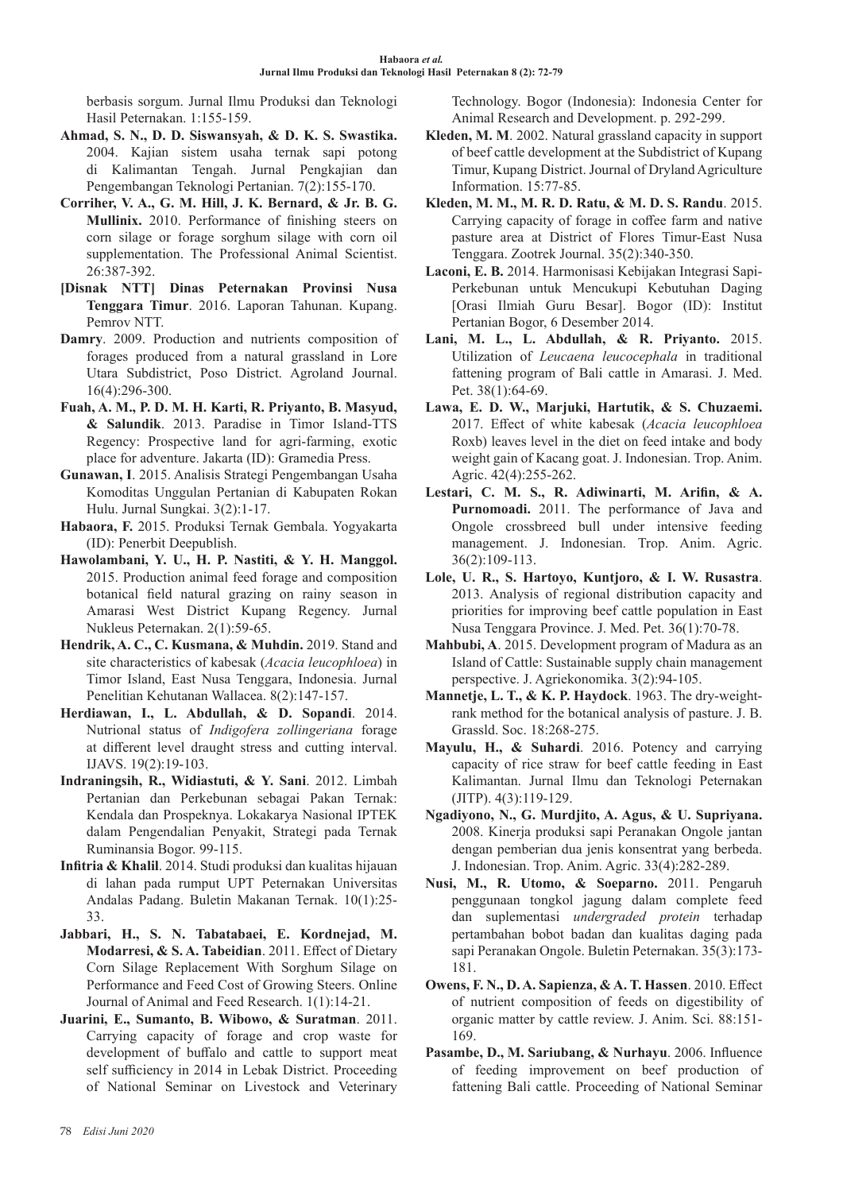berbasis sorgum. Jurnal Ilmu Produksi dan Teknologi Hasil Peternakan. 1:155-159.

**Ahmad, S. N., D. D. Siswansyah, & D. K. S. Swastika.** 2004. Kajian sistem usaha ternak sapi potong di Kalimantan Tengah. Jurnal Pengkajian dan Pengembangan Teknologi Pertanian. 7(2):155-170.

**Corriher, V. A., G. M. Hill, J. K. Bernard, & Jr. B. G. Mullinix.** 2010. Performance of finishing steers on corn silage or forage sorghum silage with corn oil supplementation. The Professional Animal Scientist. 26:387-392.

**[Disnak NTT] Dinas Peternakan Provinsi Nusa Tenggara Timur**. 2016. Laporan Tahunan. Kupang. Pemrov NTT.

**Damry**. 2009. Production and nutrients composition of forages produced from a natural grassland in Lore Utara Subdistrict, Poso District. Agroland Journal. 16(4):296-300.

**Fuah, A. M., P. D. M. H. Karti, R. Priyanto, B. Masyud, & Salundik**. 2013. Paradise in Timor Island-TTS Regency: Prospective land for agri-farming, exotic place for adventure. Jakarta (ID): Gramedia Press.

**Gunawan, I**. 2015. Analisis Strategi Pengembangan Usaha Komoditas Unggulan Pertanian di Kabupaten Rokan Hulu. Jurnal Sungkai. 3(2):1-17.

**Habaora, F.** 2015. Produksi Ternak Gembala. Yogyakarta (ID): Penerbit Deepublish.

**Hawolambani, Y. U., H. P. Nastiti, & Y. H. Manggol.** 2015. Production animal feed forage and composition botanical field natural grazing on rainy season in Amarasi West District Kupang Regency. Jurnal Nukleus Peternakan. 2(1):59-65.

**Hendrik, A. C., C. Kusmana, & Muhdin.** 2019. Stand and site characteristics of kabesak (*Acacia leucophloea*) in Timor Island, East Nusa Tenggara, Indonesia. Jurnal Penelitian Kehutanan Wallacea. 8(2):147-157.

**Herdiawan, I., L. Abdullah, & D. Sopandi**. 2014. Nutrional status of *Indigofera zollingeriana* forage at different level draught stress and cutting interval. IJAVS. 19(2):19-103.

**Indraningsih, R., Widiastuti, & Y. Sani**. 2012. Limbah Pertanian dan Perkebunan sebagai Pakan Ternak: Kendala dan Prospeknya. Lokakarya Nasional IPTEK dalam Pengendalian Penyakit, Strategi pada Ternak Ruminansia Bogor. 99-115.

**Infitria & Khalil**. 2014. Studi produksi dan kualitas hijauan di lahan pada rumput UPT Peternakan Universitas Andalas Padang. Buletin Makanan Ternak. 10(1):25-33.

**Jabbari, H., S. N. Tabatabaei, E. Kordnejad, M. Modarresi, & S. A. Tabeidian**. 2011. Effect of Dietary Corn Silage Replacement With Sorghum Silage on Performance and Feed Cost of Growing Steers. Online Journal of Animal and Feed Research. 1(1):14-21.

**Juarini, E., Sumanto, B. Wibowo, & Suratman**. 2011. Carrying capacity of forage and crop waste for development of buffalo and cattle to support meat self sufficiency in 2014 in Lebak District. Proceeding of National Seminar on Livestock and Veterinary Technology. Bogor (Indonesia): Indonesia Center for Animal Research and Development. p. 292-299.

**Kleden, M. M**. 2002. Natural grassland capacity in support of beef cattle development at the Subdistrict of Kupang Timur, Kupang District. Journal of Dryland Agriculture Information. 15:77-85.

**Kleden, M. M., M. R. D. Ratu, & M. D. S. Randu**. 2015. Carrying capacity of forage in coffee farm and native pasture area at District of Flores Timur-East Nusa Tenggara. Zootrek Journal. 35(2):340-350.

**Laconi, E. B.** 2014. Harmonisasi Kebijakan Integrasi Sapi-Perkebunan untuk Mencukupi Kebutuhan Daging [Orasi Ilmiah Guru Besar]. Bogor (ID): Institut Pertanian Bogor, 6 Desember 2014.

**Lani, M. L., L. Abdullah, & R. Priyanto.** 2015. Utilization of *Leucaena leucocephala* in traditional fattening program of Bali cattle in Amarasi. J. Med. Pet. 38(1):64-69.

**Lawa, E. D. W., Marjuki, Hartutik, & S. Chuzaemi.** 2017. Effect of white kabesak (*Acacia leucophloea* Roxb) leaves level in the diet on feed intake and body weight gain of Kacang goat. J. Indonesian. Trop. Anim. Agric. 42(4):255-262.

**Lestari, C. M. S., R. Adiwinarti, M. Arifin, & A. Purnomoadi.** 2011. The performance of Java and Ongole crossbreed bull under intensive feeding management. J. Indonesian. Trop. Anim. Agric. 36(2):109-113.

**Lole, U. R., S. Hartoyo, Kuntjoro, & I. W. Rusastra**. 2013. Analysis of regional distribution capacity and priorities for improving beef cattle population in East Nusa Tenggara Province. J. Med. Pet. 36(1):70-78.

**Mahbubi, A**. 2015. Development program of Madura as an Island of Cattle: Sustainable supply chain management perspective. J. Agriekonomika. 3(2):94-105.

**Mannetje, L. T., & K. P. Haydock**. 1963. The dry-weight-rank method for the botanical analysis of pasture. J. B. Grassld. Soc. 18:268-275.

**Mayulu, H., & Suhardi**. 2016. Potency and carrying capacity of rice straw for beef cattle feeding in East Kalimantan. Jurnal Ilmu dan Teknologi Peternakan (JITP). 4(3):119-129.

**Ngadiyono, N., G. Murdjito, A. Agus, & U. Supriyana.** 2008. Kinerja produksi sapi Peranakan Ongole jantan dengan pemberian dua jenis konsentrat yang berbeda. J. Indonesian. Trop. Anim. Agric. 33(4):282-289.

**Nusi, M., R. Utomo, & Soeparno.** 2011. Pengaruh penggunaan tongkol jagung dalam complete feed dan suplementasi *undergraded protein* terhadap pertambahan bobot badan dan kualitas daging pada sapi Peranakan Ongole. Buletin Peternakan. 35(3):173-181.

**Owens, F. N., D. A. Sapienza, & A. T. Hassen**. 2010. Effect of nutrient composition of feeds on digestibility of organic matter by cattle review. J. Anim. Sci. 88:151-169.

**Pasambe, D., M. Sariubang, & Nurhayu**. 2006. Influence of feeding improvement on beef production of fattening Bali cattle. Proceeding of National Seminar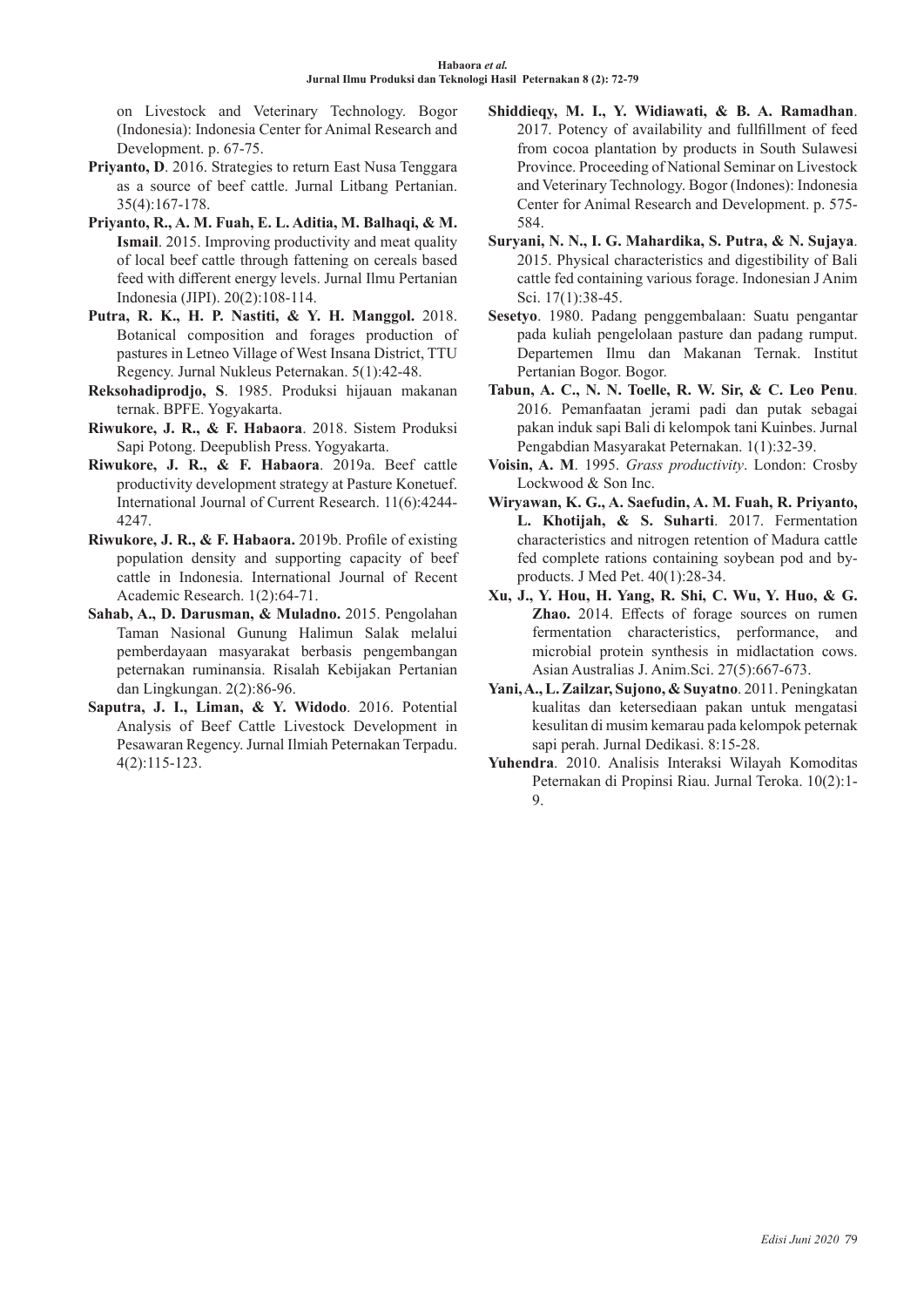on Livestock and Veterinary Technology. Bogor (Indonesia): Indonesia Center for Animal Research and Development. p. 67-75.

**Priyanto, D**. 2016. Strategies to return East Nusa Tenggara as a source of beef cattle. Jurnal Litbang Pertanian. 35(4):167-178.

**Priyanto, R., A. M. Fuah, E. L. Aditia, M. Balhaqi, & M. Ismail**. 2015. Improving productivity and meat quality of local beef cattle through fattening on cereals based feed with different energy levels. Jurnal Ilmu Pertanian Indonesia (JIPI). 20(2):108-114.

**Putra, R. K., H. P. Nastiti, & Y. H. Manggol.** 2018. Botanical composition and forages production of pastures in Letneo Village of West Insana District, TTU Regency. Jurnal Nukleus Peternakan. 5(1):42-48.

**Reksohadiprodjo, S**. 1985. Produksi hijauan makanan ternak. BPFE. Yogyakarta.

**Riwukore, J. R., & F. Habaora**. 2018. Sistem Produksi Sapi Potong. Deepublish Press. Yogyakarta.

**Riwukore, J. R., & F. Habaora**. 2019a. Beef cattle productivity development strategy at Pasture Konetuef. International Journal of Current Research. 11(6):4244-4247.

**Riwukore, J. R., & F. Habaora.** 2019b. Profile of existing population density and supporting capacity of beef cattle in Indonesia. International Journal of Recent Academic Research. 1(2):64-71.

**Sahab, A., D. Darusman, & Muladno.** 2015. Pengolahan Taman Nasional Gunung Halimun Salak melalui pemberdayaan masyarakat berbasis pengembangan peternakan ruminansia. Risalah Kebijakan Pertanian dan Lingkungan. 2(2):86-96.

**Saputra, J. I., Liman, & Y. Widodo**. 2016. Potential Analysis of Beef Cattle Livestock Development in Pesawaran Regency. Jurnal Ilmiah Peternakan Terpadu. 4(2):115-123.

**Shiddieqy, M. I., Y. Widiawati, & B. A. Ramadhan**. 2017. Potency of availability and fullfillment of feed from cocoa plantation by products in South Sulawesi Province. Proceeding of National Seminar on Livestock and Veterinary Technology. Bogor (Indones): Indonesia Center for Animal Research and Development. p. 575-584.

**Suryani, N. N., I. G. Mahardika, S. Putra, & N. Sujaya**. 2015. Physical characteristics and digestibility of Bali cattle fed containing various forage. Indonesian J Anim Sci. 17(1):38-45.

**Sesetyo**. 1980. Padang penggembalaan: Suatu pengantar pada kuliah pengelolaan pasture dan padang rumput. Departemen Ilmu dan Makanan Ternak. Institut Pertanian Bogor. Bogor.

**Tabun, A. C., N. N. Toelle, R. W. Sir, & C. Leo Penu**. 2016. Pemanfaatan jerami padi dan putak sebagai pakan induk sapi Bali di kelompok tani Kuinbes. Jurnal Pengabdian Masyarakat Peternakan. 1(1):32-39.

**Voisin, A. M**. 1995. *Grass productivity*. London: Crosby Lockwood & Son Inc.

**Wiryawan, K. G., A. Saefudin, A. M. Fuah, R. Priyanto, L. Khotijah, & S. Suharti**. 2017. Fermentation characteristics and nitrogen retention of Madura cattle fed complete rations containing soybean pod and by-products. J Med Pet. 40(1):28-34.

**Xu, J., Y. Hou, H. Yang, R. Shi, C. Wu, Y. Huo, & G. Zhao.** 2014. Effects of forage sources on rumen fermentation characteristics, performance, and microbial protein synthesis in midlactation cows. Asian Australias J. Anim.Sci. 27(5):667-673.

**Yani, A., L. Zailzar, Sujono, & Suyatno**. 2011. Peningkatan kualitas dan ketersediaan pakan untuk mengatasi kesulitan di musim kemarau pada kelompok peternak sapi perah. Jurnal Dedikasi. 8:15-28.

**Yuhendra**. 2010. Analisis Interaksi Wilayah Komoditas Peternakan di Propinsi Riau. Jurnal Teroka. 10(2):1-9.